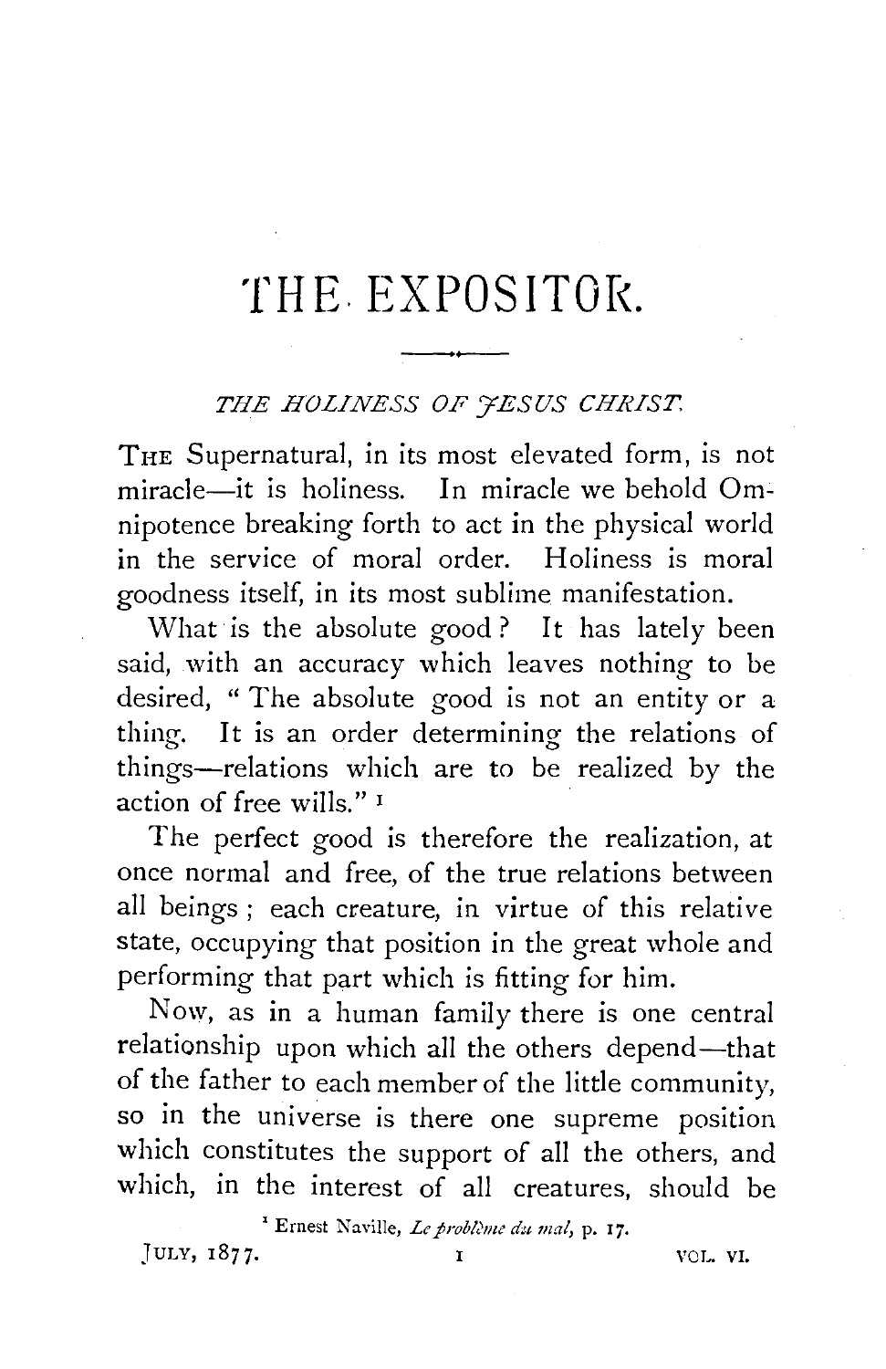# THE EXPOSITOR.

## *THE HOLINESS OF JESUS CHRIST.*

THE Supernatural, in its most elevated form, is not miracle—it is holiness. In miracle we behold Omnipotence breaking forth to act in the physical world in the service of moral order. Holiness is moral goodness itself, in its most sublime manifestation.

What is the absolute good? It has lately been said, with an accuracy which leaves nothing to be desired, "The absolute good is not an entity or a thing. It is an order determining the relations of things—relations which are to be realized by the action of free wills."[1]

The perfect good is therefore the realization, at once normal and free, of the true relations between all beings; each creature, in virtue of this relative state, occupying that position in the great whole and performing that part which is fitting for him.

Now, as in a human family there is one central relationship upon which all the others depend—that of the father to each member of the little community, so in the universe is there one supreme position which constitutes the support of all the others, and which, in the interest of all creatures, should be

[1] Ernest Naville, *Le problème du mal*, p. 17.

JULY, 1877. VOL. VI.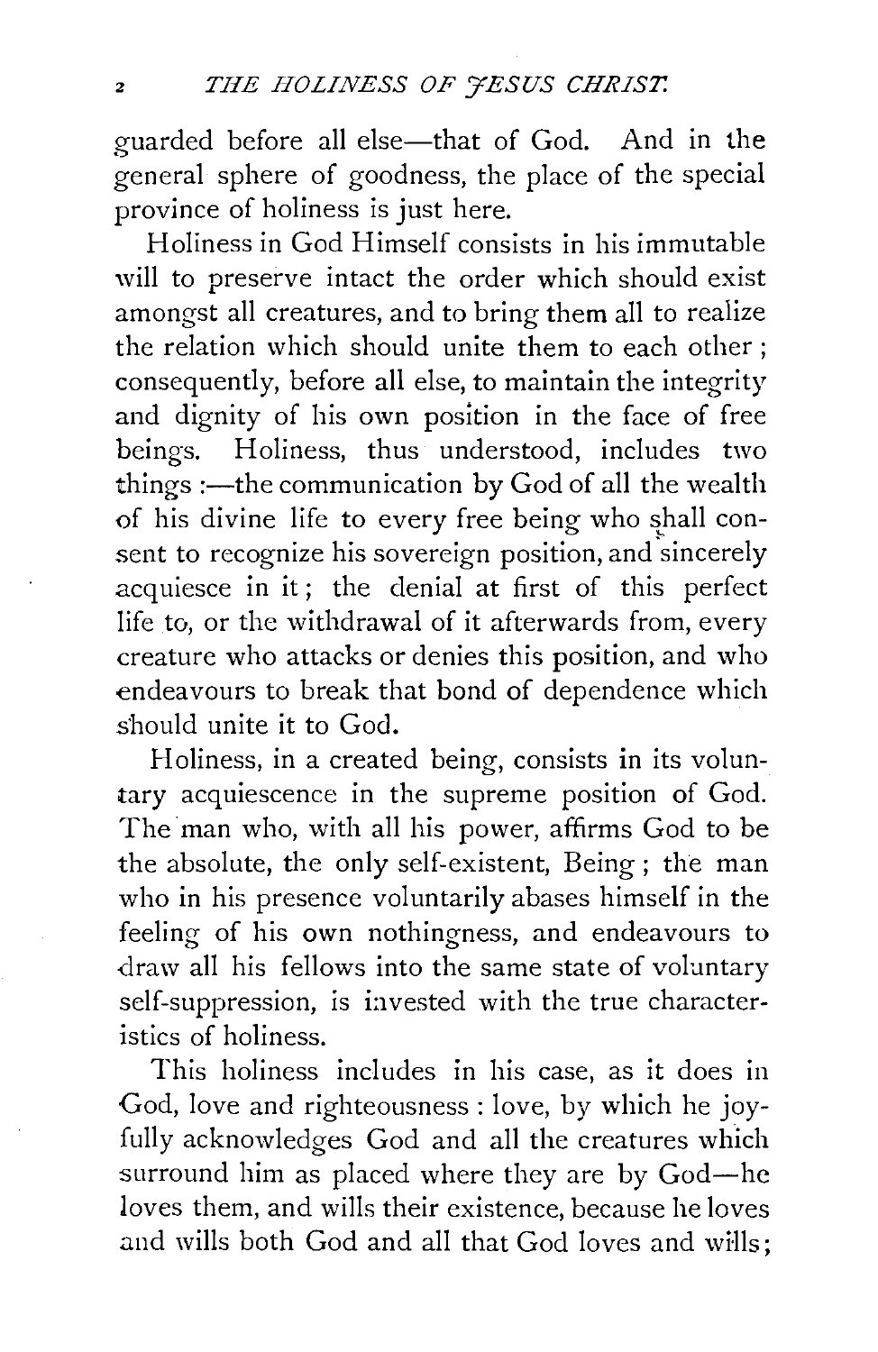guarded before all else—that of God. And in the general sphere of goodness, the place of the special province of holiness is just here.

Holiness in God Himself consists in his immutable will to preserve intact the order which should exist amongst all creatures, and to bring them all to realize the relation which should unite them to each other; consequently, before all else, to maintain the integrity and dignity of his own position in the face of free beings. Holiness, thus understood, includes two things:—the communication by God of all the wealth of his divine life to every free being who shall consent to recognize his sovereign position, and sincerely acquiesce in it; the denial at first of this perfect life to, or the withdrawal of it afterwards from, every creature who attacks or denies this position, and who endeavours to break that bond of dependence which should unite it to God.

Holiness, in a created being, consists in its voluntary acquiescence in the supreme position of God. The man who, with all his power, affirms God to be the absolute, the only self-existent, Being; the man who in his presence voluntarily abases himself in the feeling of his own nothingness, and endeavours to draw all his fellows into the same state of voluntary self-suppression, is invested with the true characteristics of holiness.

This holiness includes in his case, as it does in God, love and righteousness: love, by which he joyfully acknowledges God and all the creatures which surround him as placed where they are by God—he loves them, and wills their existence, because he loves and wills both God and all that God loves and wills;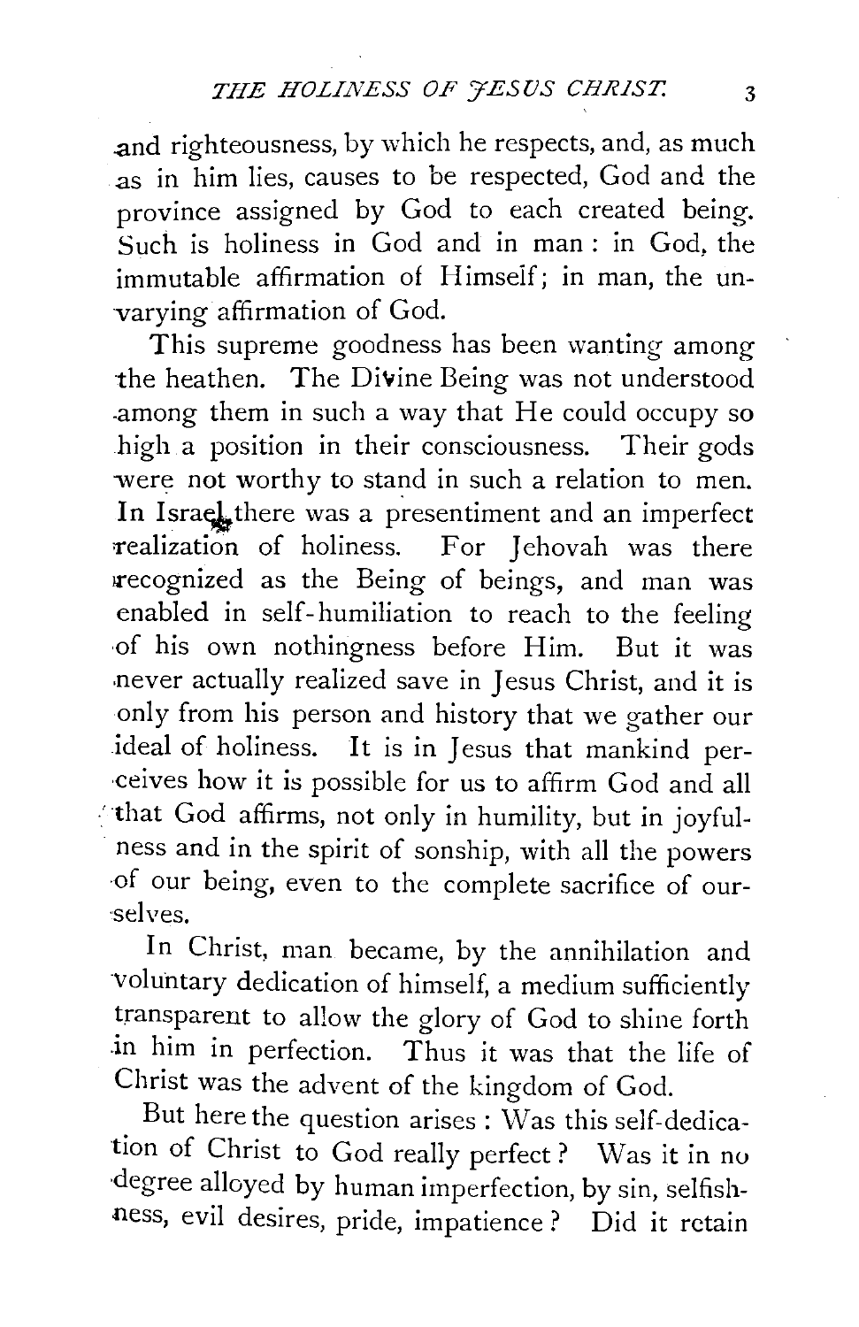and righteousness, by which he respects, and, as much as in him lies, causes to be respected, God and the province assigned by God to each created being. Such is holiness in God and in man: in God, the immutable affirmation of Himself; in man, the unvarying affirmation of God.

This supreme goodness has been wanting among the heathen. The Divine Being was not understood among them in such a way that He could occupy so high a position in their consciousness. Their gods were not worthy to stand in such a relation to men. In Israel there was a presentiment and an imperfect realization of holiness. For Jehovah was there recognized as the Being of beings, and man was enabled in self-humiliation to reach to the feeling of his own nothingness before Him. But it was never actually realized save in Jesus Christ, and it is only from his person and history that we gather our ideal of holiness. It is in Jesus that mankind perceives how it is possible for us to affirm God and all that God affirms, not only in humility, but in joyfulness and in the spirit of sonship, with all the powers of our being, even to the complete sacrifice of ourselves.

In Christ, man became, by the annihilation and voluntary dedication of himself, a medium sufficiently transparent to allow the glory of God to shine forth in him in perfection. Thus it was that the life of Christ was the advent of the kingdom of God.

But here the question arises: Was this self-dedication of Christ to God really perfect? Was it in no degree alloyed by human imperfection, by sin, selfishness, evil desires, pride, impatience? Did it retain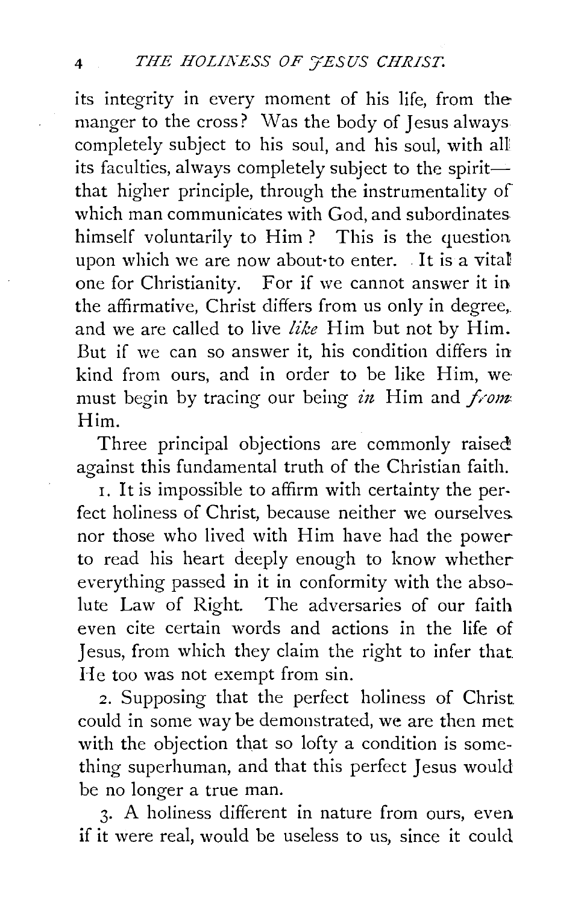its integrity in every moment of his life, from the manger to the cross? Was the body of Jesus always completely subject to his soul, and his soul, with all its faculties, always completely subject to the spirit—that higher principle, through the instrumentality of which man communicates with God, and subordinates himself voluntarily to Him? This is the question upon which we are now about to enter. It is a vital one for Christianity. For if we cannot answer it in the affirmative, Christ differs from us only in degree, and we are called to live *like* Him but not by Him. But if we can so answer it, his condition differs in kind from ours, and in order to be like Him, we must begin by tracing our being *in* Him and *from* Him.

Three principal objections are commonly raised against this fundamental truth of the Christian faith.

1. It is impossible to affirm with certainty the perfect holiness of Christ, because neither we ourselves nor those who lived with Him have had the power to read his heart deeply enough to know whether everything passed in it in conformity with the absolute Law of Right. The adversaries of our faith even cite certain words and actions in the life of Jesus, from which they claim the right to infer that He too was not exempt from sin.

2. Supposing that the perfect holiness of Christ could in some way be demonstrated, we are then met with the objection that so lofty a condition is something superhuman, and that this perfect Jesus would be no longer a true man.

3. A holiness different in nature from ours, even if it were real, would be useless to us, since it could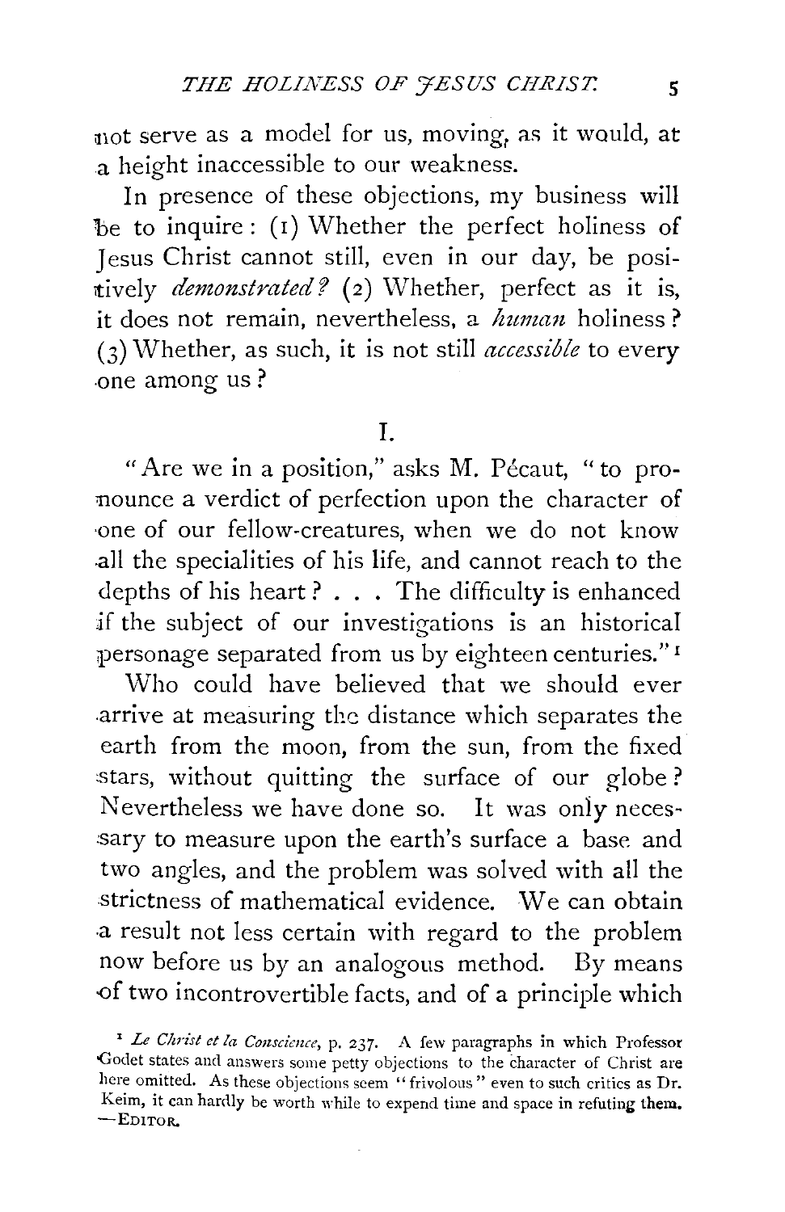not serve as a model for us, moving, as it would, at a height inaccessible to our weakness.

In presence of these objections, my business will be to inquire: (1) Whether the perfect holiness of Jesus Christ cannot still, even in our day, be positively *demonstrated?* (2) Whether, perfect as it is, it does not remain, nevertheless, a *human* holiness? (3) Whether, as such, it is not still *accessible* to every one among us?

## I.

"Are we in a position," asks M. Pécaut, "to pronounce a verdict of perfection upon the character of one of our fellow-creatures, when we do not know all the specialities of his life, and cannot reach to the depths of his heart? . . . The difficulty is enhanced if the subject of our investigations is an historical personage separated from us by eighteen centuries."[1]

Who could have believed that we should ever arrive at measuring the distance which separates the earth from the moon, from the sun, from the fixed stars, without quitting the surface of our globe? Nevertheless we have done so. It was only necessary to measure upon the earth's surface a base and two angles, and the problem was solved with all the strictness of mathematical evidence. We can obtain a result not less certain with regard to the problem now before us by an analogous method. By means of two incontrovertible facts, and of a principle which

[1] *Le Christ et la Conscience*, p. 237. A few paragraphs in which Professor Godet states and answers some petty objections to the character of Christ are here omitted. As these objections seem "frivolous" even to such critics as Dr. Keim, it can hardly be worth while to expend time and space in refuting them. —EDITOR.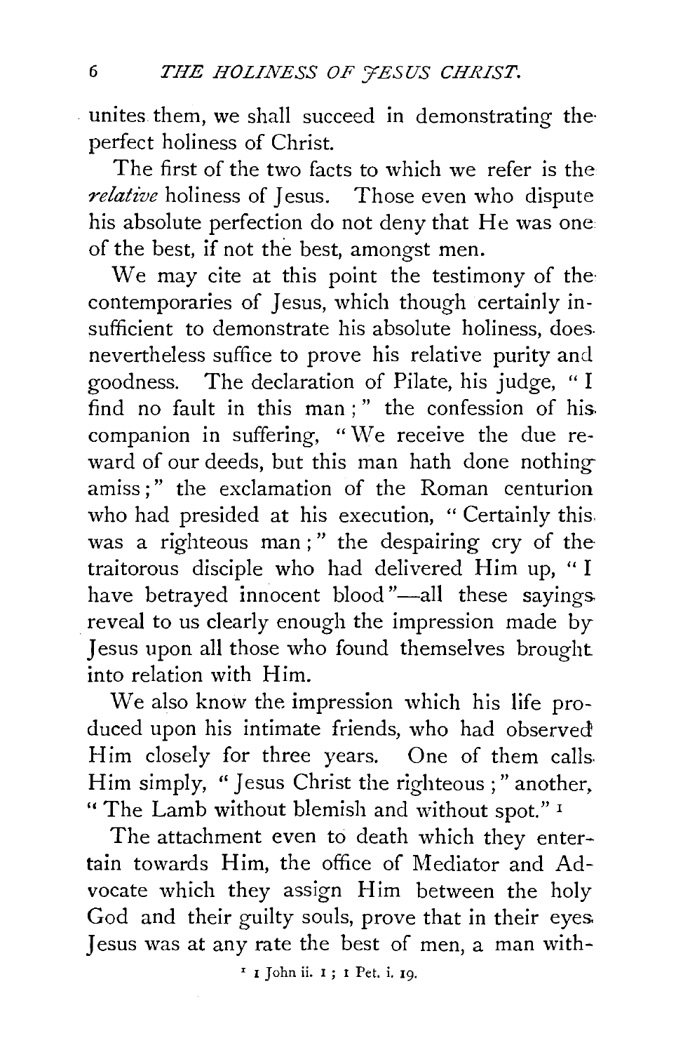unites them, we shall succeed in demonstrating the perfect holiness of Christ.

The first of the two facts to which we refer is the *relative* holiness of Jesus. Those even who dispute his absolute perfection do not deny that He was one of the best, if not the best, amongst men.

We may cite at this point the testimony of the contemporaries of Jesus, which though certainly insufficient to demonstrate his absolute holiness, does nevertheless suffice to prove his relative purity and goodness. The declaration of Pilate, his judge, "I find no fault in this man;" the confession of his companion in suffering, "We receive the due reward of our deeds, but this man hath done nothing amiss;" the exclamation of the Roman centurion who had presided at his execution, "Certainly this was a righteous man;" the despairing cry of the traitorous disciple who had delivered Him up, "I have betrayed innocent blood"—all these sayings reveal to us clearly enough the impression made by Jesus upon all those who found themselves brought into relation with Him.

We also know the impression which his life produced upon his intimate friends, who had observed Him closely for three years. One of them calls Him simply, "Jesus Christ the righteous;" another, "The Lamb without blemish and without spot." [1]

The attachment even to death which they entertain towards Him, the office of Mediator and Advocate which they assign Him between the holy God and their guilty souls, prove that in their eyes Jesus was at any rate the best of men, a man with-

[1] 1 John ii. 1; 1 Pet. i. 19.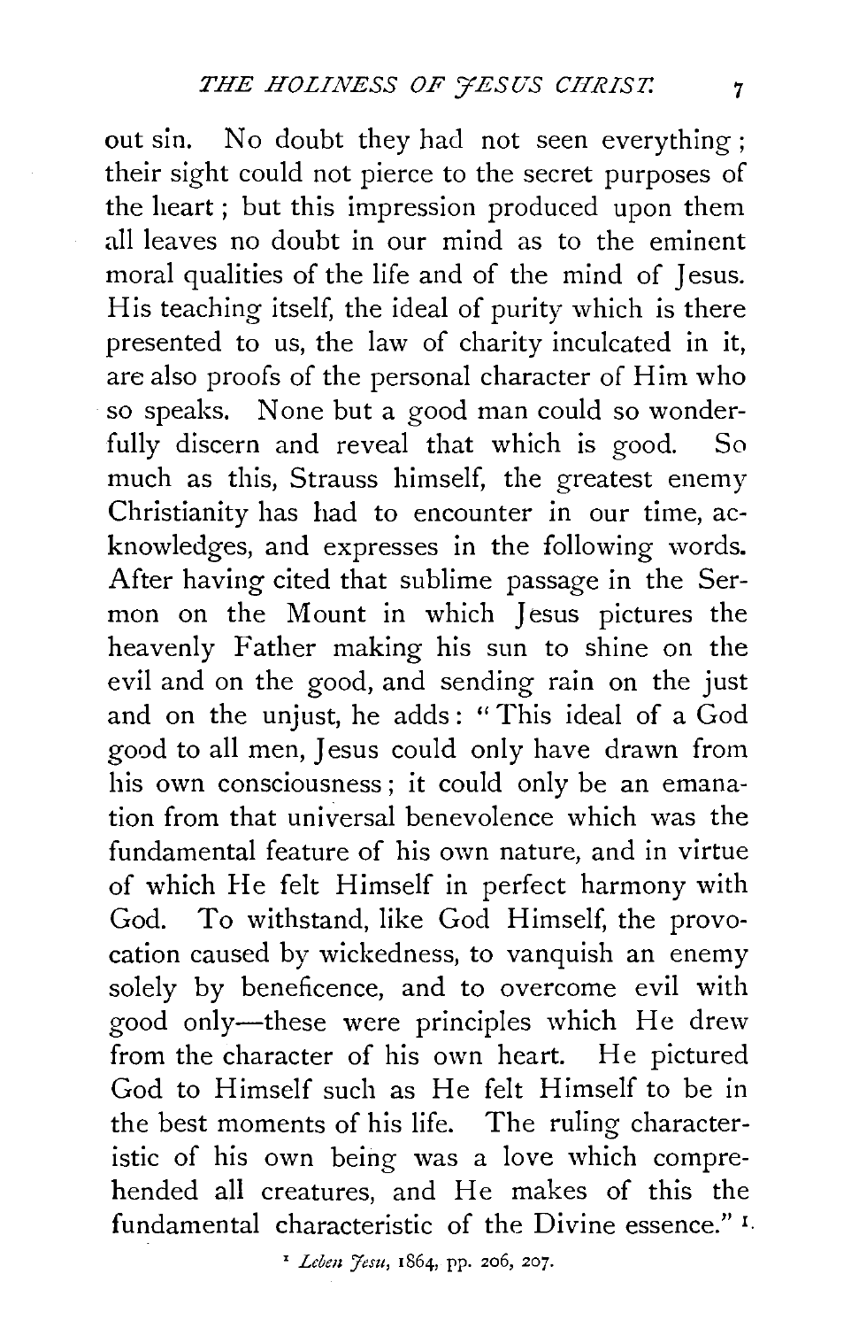out sin. No doubt they had not seen everything; their sight could not pierce to the secret purposes of the heart; but this impression produced upon them all leaves no doubt in our mind as to the eminent moral qualities of the life and of the mind of Jesus. His teaching itself, the ideal of purity which is there presented to us, the law of charity inculcated in it, are also proofs of the personal character of Him who so speaks. None but a good man could so wonderfully discern and reveal that which is good. So much as this, Strauss himself, the greatest enemy Christianity has had to encounter in our time, acknowledges, and expresses in the following words. After having cited that sublime passage in the Sermon on the Mount in which Jesus pictures the heavenly Father making his sun to shine on the evil and on the good, and sending rain on the just and on the unjust, he adds: "This ideal of a God good to all men, Jesus could only have drawn from his own consciousness; it could only be an emanation from that universal benevolence which was the fundamental feature of his own nature, and in virtue of which He felt Himself in perfect harmony with God. To withstand, like God Himself, the provocation caused by wickedness, to vanquish an enemy solely by beneficence, and to overcome evil with good only—these were principles which He drew from the character of his own heart. He pictured God to Himself such as He felt Himself to be in the best moments of his life. The ruling characteristic of his own being was a love which comprehended all creatures, and He makes of this the fundamental characteristic of the Divine essence." [1]

[1] *Leben Jesu*, 1864, pp. 206, 207.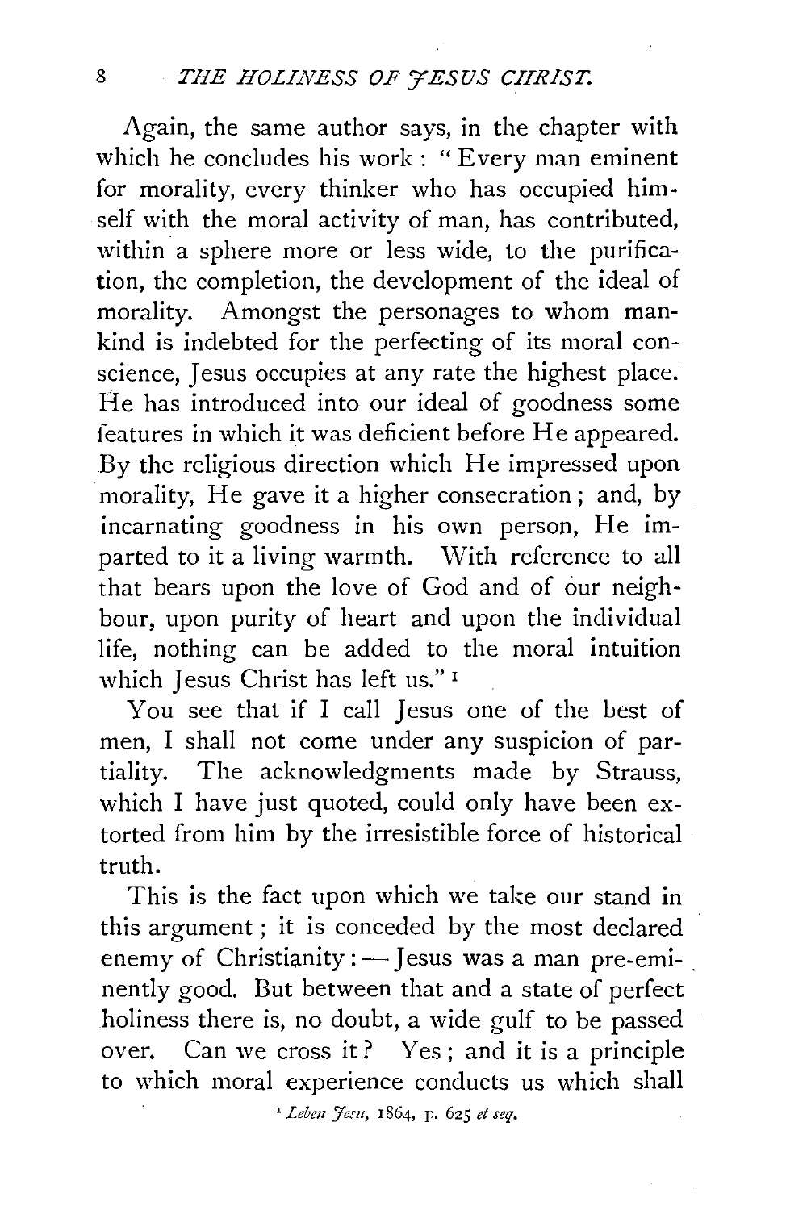Again, the same author says, in the chapter with which he concludes his work: "Every man eminent for morality, every thinker who has occupied himself with the moral activity of man, has contributed, within a sphere more or less wide, to the purification, the completion, the development of the ideal of morality. Amongst the personages to whom mankind is indebted for the perfecting of its moral conscience, Jesus occupies at any rate the highest place. He has introduced into our ideal of goodness some features in which it was deficient before He appeared. By the religious direction which He impressed upon morality, He gave it a higher consecration; and, by incarnating goodness in his own person, He imparted to it a living warmth. With reference to all that bears upon the love of God and of our neighbour, upon purity of heart and upon the individual life, nothing can be added to the moral intuition which Jesus Christ has left us." [1]

You see that if I call Jesus one of the best of men, I shall not come under any suspicion of partiality. The acknowledgments made by Strauss, which I have just quoted, could only have been extorted from him by the irresistible force of historical truth.

This is the fact upon which we take our stand in this argument; it is conceded by the most declared enemy of Christianity: — Jesus was a man pre-eminently good. But between that and a state of perfect holiness there is, no doubt, a wide gulf to be passed over. Can we cross it? Yes; and it is a principle to which moral experience conducts us which shall

[1] *Leben Jesu*, 1864, p. 625 *et seq.*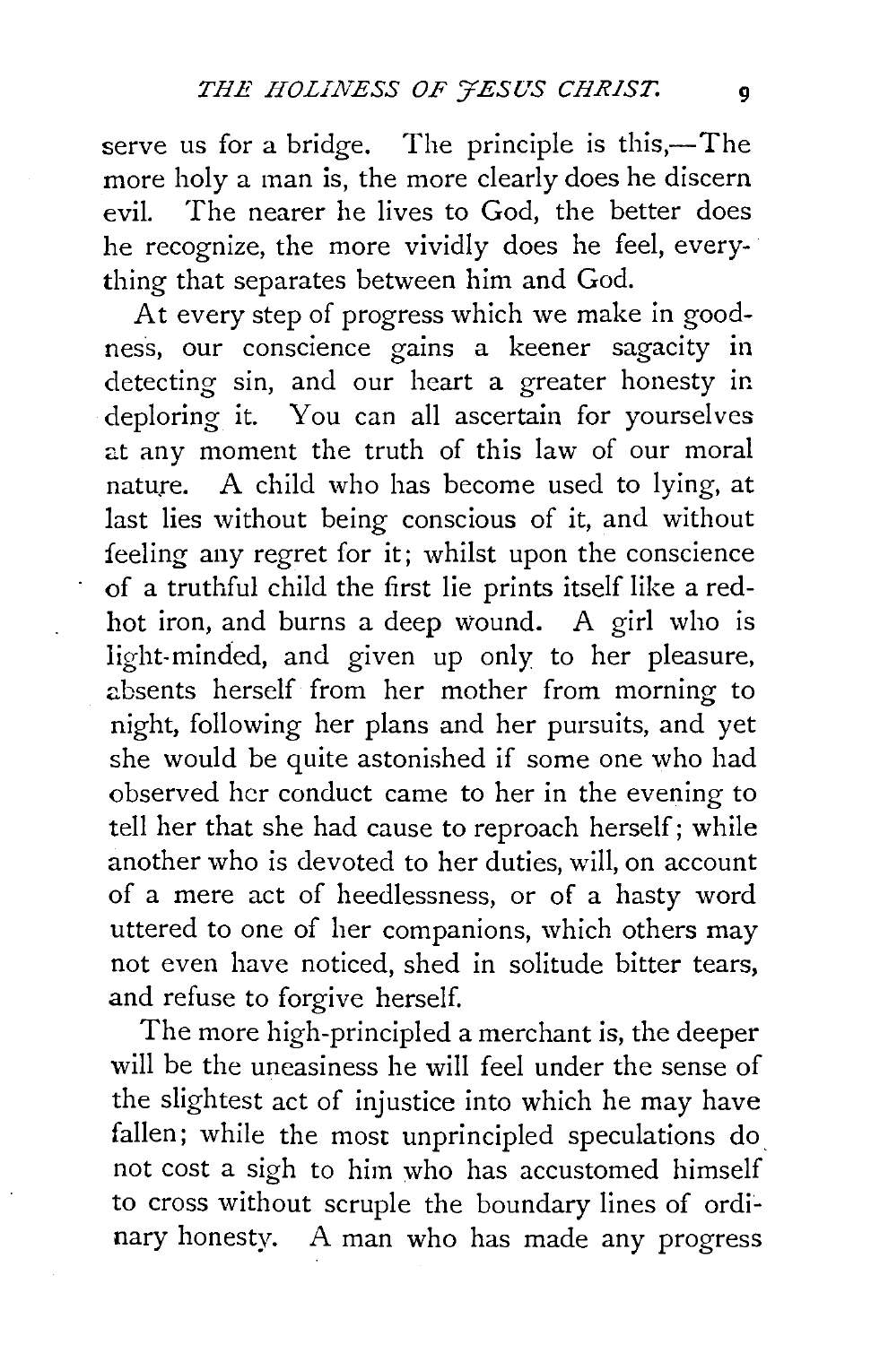serve us for a bridge. The principle is this,—The more holy a man is, the more clearly does he discern evil. The nearer he lives to God, the better does he recognize, the more vividly does he feel, everything that separates between him and God.

At every step of progress which we make in goodness, our conscience gains a keener sagacity in detecting sin, and our heart a greater honesty in deploring it. You can all ascertain for yourselves at any moment the truth of this law of our moral nature. A child who has become used to lying, at last lies without being conscious of it, and without feeling any regret for it; whilst upon the conscience of a truthful child the first lie prints itself like a red-hot iron, and burns a deep wound. A girl who is light-minded, and given up only to her pleasure, absents herself from her mother from morning to night, following her plans and her pursuits, and yet she would be quite astonished if some one who had observed her conduct came to her in the evening to tell her that she had cause to reproach herself; while another who is devoted to her duties, will, on account of a mere act of heedlessness, or of a hasty word uttered to one of her companions, which others may not even have noticed, shed in solitude bitter tears, and refuse to forgive herself.

The more high-principled a merchant is, the deeper will be the uneasiness he will feel under the sense of the slightest act of injustice into which he may have fallen; while the most unprincipled speculations do not cost a sigh to him who has accustomed himself to cross without scruple the boundary lines of ordinary honesty. A man who has made any progress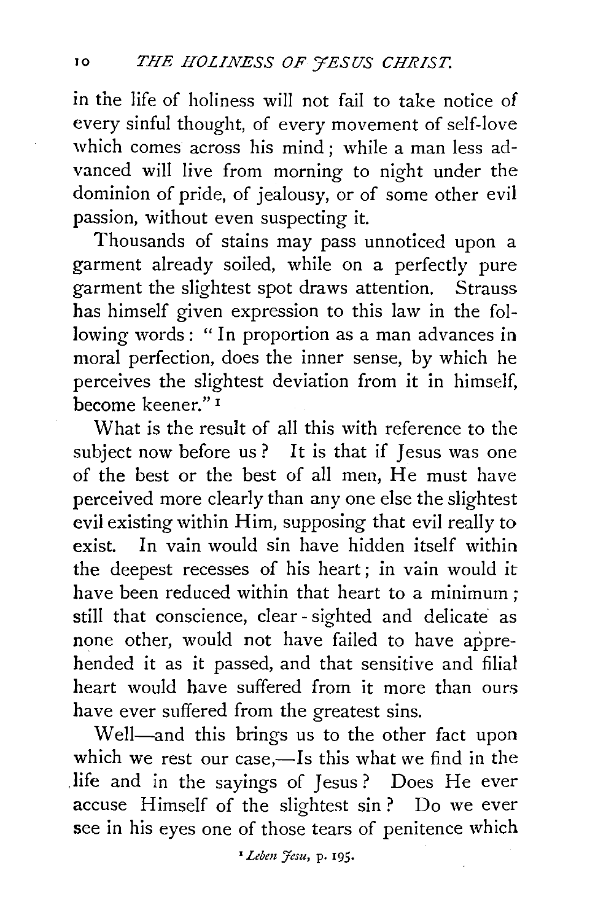in the life of holiness will not fail to take notice of every sinful thought, of every movement of self-love which comes across his mind; while a man less advanced will live from morning to night under the dominion of pride, of jealousy, or of some other evil passion, without even suspecting it.

Thousands of stains may pass unnoticed upon a garment already soiled, while on a perfectly pure garment the slightest spot draws attention. Strauss has himself given expression to this law in the following words: "In proportion as a man advances in moral perfection, does the inner sense, by which he perceives the slightest deviation from it in himself, become keener."[1]

What is the result of all this with reference to the subject now before us? It is that if Jesus was one of the best or the best of all men, He must have perceived more clearly than any one else the slightest evil existing within Him, supposing that evil really to exist. In vain would sin have hidden itself within the deepest recesses of his heart; in vain would it have been reduced within that heart to a minimum; still that conscience, clear-sighted and delicate as none other, would not have failed to have apprehended it as it passed, and that sensitive and filial heart would have suffered from it more than ours have ever suffered from the greatest sins.

Well—and this brings us to the other fact upon which we rest our case,—Is this what we find in the life and in the sayings of Jesus? Does He ever accuse Himself of the slightest sin? Do we ever see in his eyes one of those tears of penitence which

[1] *Leben Jesu*, p. 195.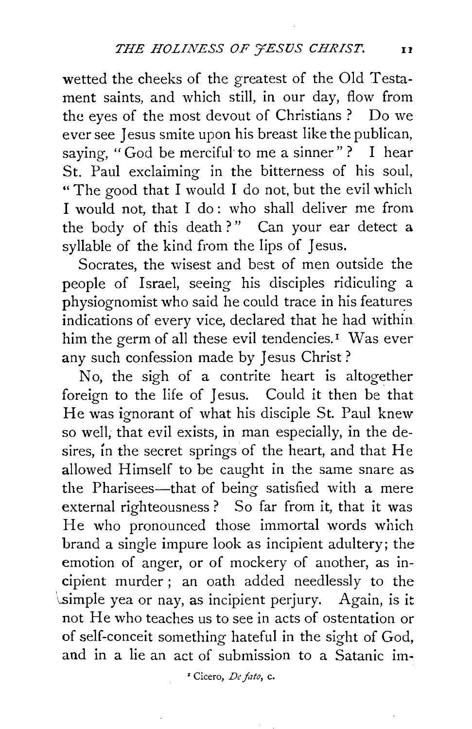wetted the cheeks of the greatest of the Old Testament saints, and which still, in our day, flow from the eyes of the most devout of Christians? Do we ever see Jesus smite upon his breast like the publican, saying, "God be merciful to me a sinner"? I hear St. Paul exclaiming in the bitterness of his soul, "The good that I would I do not, but the evil which I would not, that I do: who shall deliver me from the body of this death?" Can your ear detect a syllable of the kind from the lips of Jesus.

Socrates, the wisest and best of men outside the people of Israel, seeing his disciples ridiculing a physiognomist who said he could trace in his features indications of every vice, declared that he had within him the germ of all these evil tendencies.[1] Was ever any such confession made by Jesus Christ?

No, the sigh of a contrite heart is altogether foreign to the life of Jesus. Could it then be that He was ignorant of what his disciple St. Paul knew so well, that evil exists, in man especially, in the desires, in the secret springs of the heart, and that He allowed Himself to be caught in the same snare as the Pharisees—that of being satisfied with a mere external righteousness? So far from it, that it was He who pronounced those immortal words which brand a single impure look as incipient adultery; the emotion of anger, or of mockery of another, as incipient murder; an oath added needlessly to the simple yea or nay, as incipient perjury. Again, is it not He who teaches us to see in acts of ostentation or of self-conceit something hateful in the sight of God, and in a lie an act of submission to a Satanic im-

[1] Cicero, *De fato*, c.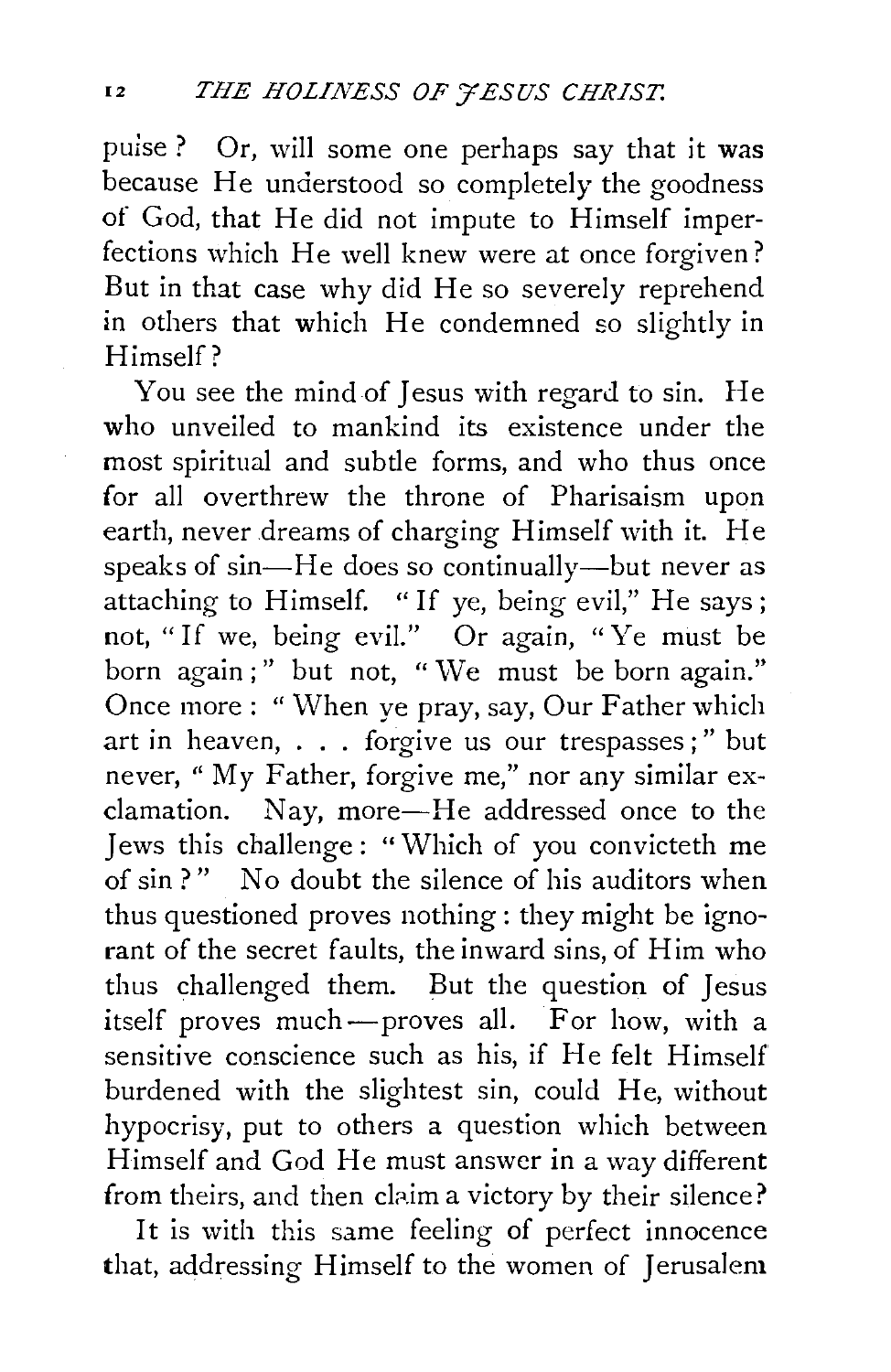pulse? Or, will some one perhaps say that it was because He understood so completely the goodness of God, that He did not impute to Himself imperfections which He well knew were at once forgiven? But in that case why did He so severely reprehend in others that which He condemned so slightly in Himself?

You see the mind of Jesus with regard to sin. He who unveiled to mankind its existence under the most spiritual and subtle forms, and who thus once for all overthrew the throne of Pharisaism upon earth, never dreams of charging Himself with it. He speaks of sin—He does so continually—but never as attaching to Himself. "If ye, being evil," He says; not, "If we, being evil." Or again, "Ye must be born again;" but not, "We must be born again." Once more: "When ye pray, say, Our Father which art in heaven, . . . forgive us our trespasses;" but never, "My Father, forgive me," nor any similar exclamation. Nay, more—He addressed once to the Jews this challenge: "Which of you convicteth me of sin?" No doubt the silence of his auditors when thus questioned proves nothing: they might be ignorant of the secret faults, the inward sins, of Him who thus challenged them. But the question of Jesus itself proves much—proves all. For how, with a sensitive conscience such as his, if He felt Himself burdened with the slightest sin, could He, without hypocrisy, put to others a question which between Himself and God He must answer in a way different from theirs, and then claim a victory by their silence?

It is with this same feeling of perfect innocence that, addressing Himself to the women of Jerusalem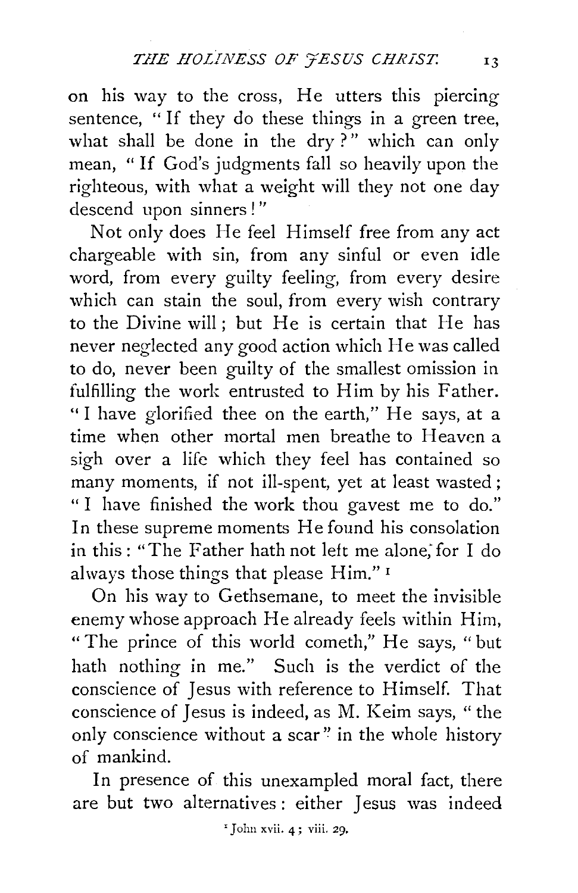on his way to the cross, He utters this piercing sentence, "If they do these things in a green tree, what shall be done in the dry?" which can only mean, "If God's judgments fall so heavily upon the righteous, with what a weight will they not one day descend upon sinners!"

Not only does He feel Himself free from any act chargeable with sin, from any sinful or even idle word, from every guilty feeling, from every desire which can stain the soul, from every wish contrary to the Divine will; but He is certain that He has never neglected any good action which He was called to do, never been guilty of the smallest omission in fulfilling the work entrusted to Him by his Father. "I have glorified thee on the earth," He says, at a time when other mortal men breathe to Heaven a sigh over a life which they feel has contained so many moments, if not ill-spent, yet at least wasted; "I have finished the work thou gavest me to do." In these supreme moments He found his consolation in this: "The Father hath not left me alone; for I do always those things that please Him."[1]

On his way to Gethsemane, to meet the invisible enemy whose approach He already feels within Him, "The prince of this world cometh," He says, "but hath nothing in me." Such is the verdict of the conscience of Jesus with reference to Himself. That conscience of Jesus is indeed, as M. Keim says, "the only conscience without a scar" in the whole history of mankind.

In presence of this unexampled moral fact, there are but two alternatives: either Jesus was indeed

[1] John xvii. 4; viii. 29.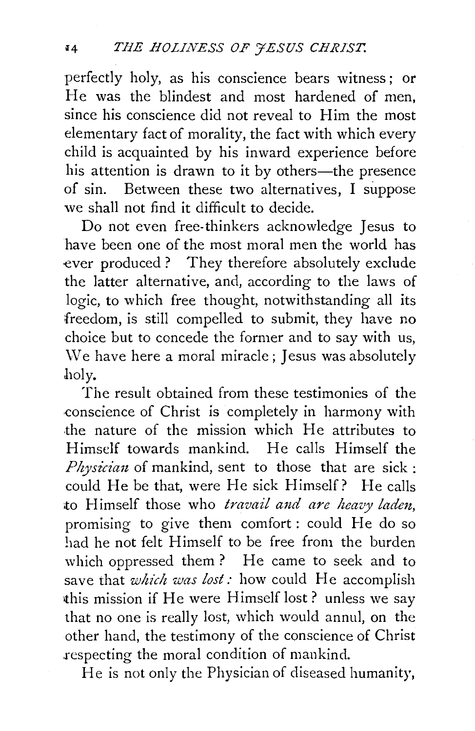perfectly holy, as his conscience bears witness; or He was the blindest and most hardened of men, since his conscience did not reveal to Him the most elementary fact of morality, the fact with which every child is acquainted by his inward experience before his attention is drawn to it by others—the presence of sin. Between these two alternatives, I suppose we shall not find it difficult to decide.

Do not even free-thinkers acknowledge Jesus to have been one of the most moral men the world has ever produced? They therefore absolutely exclude the latter alternative, and, according to the laws of logic, to which free thought, notwithstanding all its freedom, is still compelled to submit, they have no choice but to concede the former and to say with us, We have here a moral miracle; Jesus was absolutely holy.

The result obtained from these testimonies of the conscience of Christ is completely in harmony with the nature of the mission which He attributes to Himself towards mankind. He calls Himself the *Physician* of mankind, sent to those that are sick: could He be that, were He sick Himself? He calls to Himself those who *travail and are heavy laden,* promising to give them comfort: could He do so had he not felt Himself to be free from the burden which oppressed them? He came to seek and to save that *which was lost:* how could He accomplish this mission if He were Himself lost? unless we say that no one is really lost, which would annul, on the other hand, the testimony of the conscience of Christ respecting the moral condition of mankind.

He is not only the Physician of diseased humanity,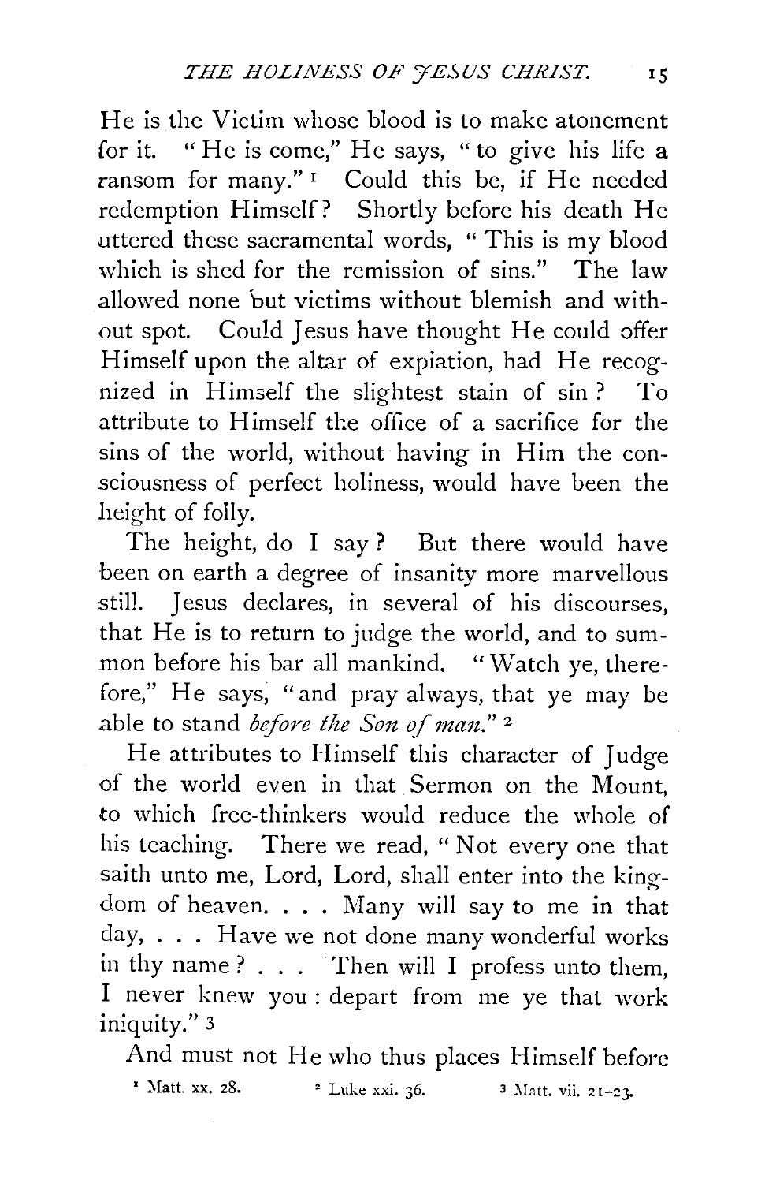He is the Victim whose blood is to make atonement for it. "He is come," He says, "to give his life a ransom for many." [1] Could this be, if He needed redemption Himself? Shortly before his death He uttered these sacramental words, "This is my blood which is shed for the remission of sins." The law allowed none but victims without blemish and without spot. Could Jesus have thought He could offer Himself upon the altar of expiation, had He recognized in Himself the slightest stain of sin? To attribute to Himself the office of a sacrifice for the sins of the world, without having in Him the consciousness of perfect holiness, would have been the height of folly.

The height, do I say? But there would have been on earth a degree of insanity more marvellous still. Jesus declares, in several of his discourses, that He is to return to judge the world, and to summon before his bar all mankind. "Watch ye, therefore," He says, "and pray always, that ye may be able to stand *before the Son of man*." [2]

He attributes to Himself this character of Judge of the world even in that Sermon on the Mount, to which free-thinkers would reduce the whole of his teaching. There we read, "Not every one that saith unto me, Lord, Lord, shall enter into the kingdom of heaven. . . . Many will say to me in that day, . . . Have we not done many wonderful works in thy name? . . . Then will I profess unto them, I never knew you: depart from me ye that work iniquity." [3]

And must not He who thus places Himself before

[1] Matt. xx. 28. [2] Luke xxi. 36. [3] Matt. vii. 21–23.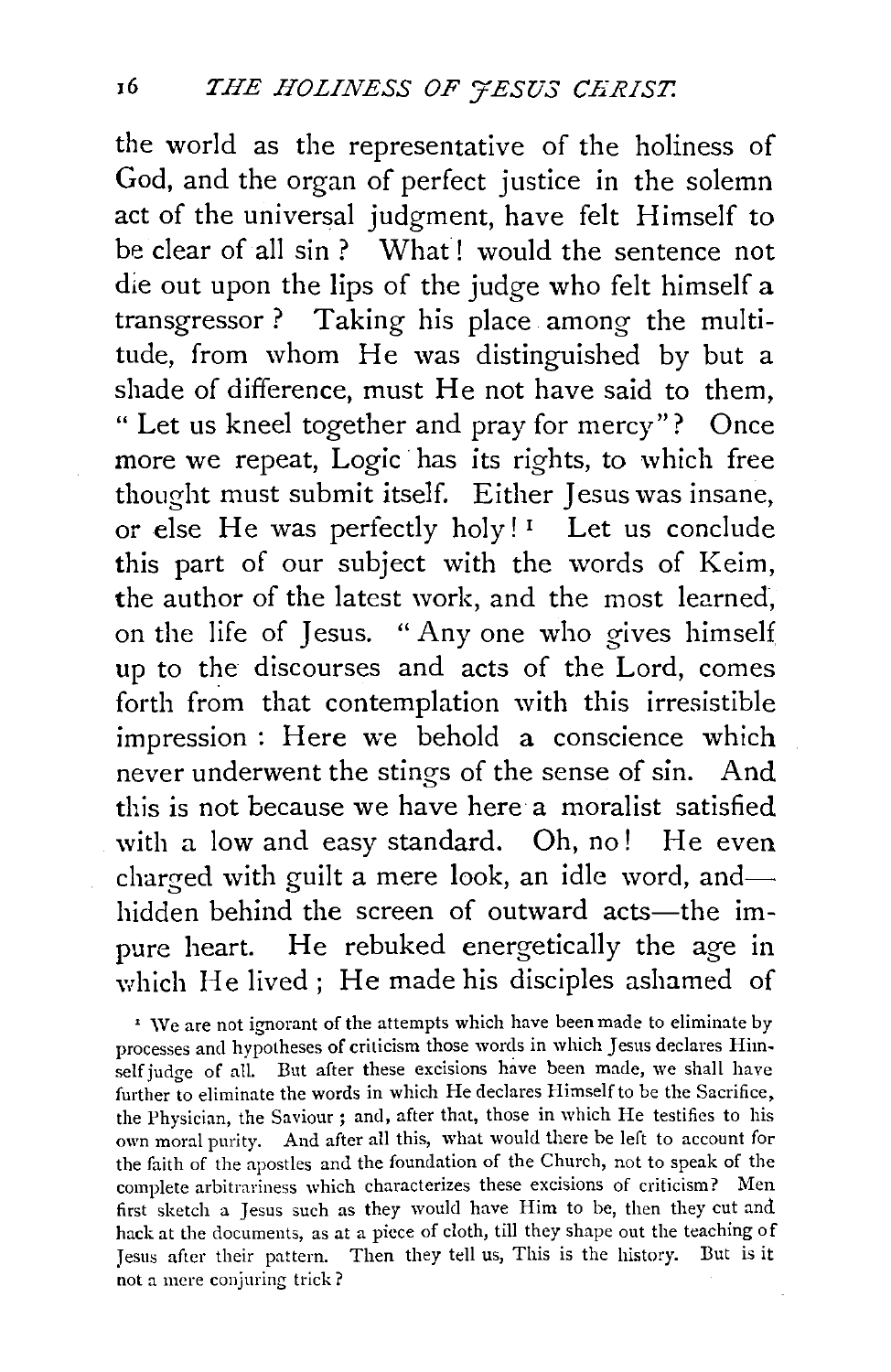the world as the representative of the holiness of God, and the organ of perfect justice in the solemn act of the universal judgment, have felt Himself to be clear of all sin? What! would the sentence not die out upon the lips of the judge who felt himself a transgressor? Taking his place among the multitude, from whom He was distinguished by but a shade of difference, must He not have said to them, "Let us kneel together and pray for mercy"? Once more we repeat, Logic has its rights, to which free thought must submit itself. Either Jesus was insane, or else He was perfectly holy![1] Let us conclude this part of our subject with the words of Keim, the author of the latest work, and the most learned, on the life of Jesus. "Any one who gives himself up to the discourses and acts of the Lord, comes forth from that contemplation with this irresistible impression: Here we behold a conscience which never underwent the stings of the sense of sin. And this is not because we have here a moralist satisfied with a low and easy standard. Oh, no! He even charged with guilt a mere look, an idle word, and—hidden behind the screen of outward acts—the impure heart. He rebuked energetically the age in which He lived; He made his disciples ashamed of

[1] We are not ignorant of the attempts which have been made to eliminate by processes and hypotheses of criticism those words in which Jesus declares Himself judge of all. But after these excisions have been made, we shall have further to eliminate the words in which He declares Himself to be the Sacrifice, the Physician, the Saviour; and, after that, those in which He testifies to his own moral purity. And after all this, what would there be left to account for the faith of the apostles and the foundation of the Church, not to speak of the complete arbitrariness which characterizes these excisions of criticism? Men first sketch a Jesus such as they would have Him to be, then they cut and hack at the documents, as at a piece of cloth, till they shape out the teaching of Jesus after their pattern. Then they tell us, This is the history. But is it not a mere conjuring trick?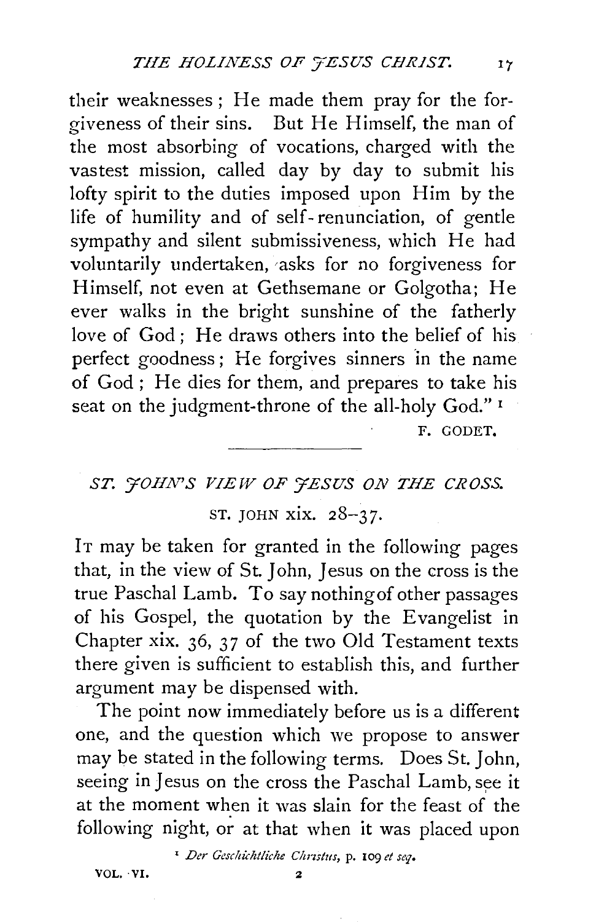their weaknesses; He made them pray for the forgiveness of their sins. But He Himself, the man of the most absorbing of vocations, charged with the vastest mission, called day by day to submit his lofty spirit to the duties imposed upon Him by the life of humility and of self-renunciation, of gentle sympathy and silent submissiveness, which He had voluntarily undertaken, asks for no forgiveness for Himself, not even at Gethsemane or Golgotha; He ever walks in the bright sunshine of the fatherly love of God; He draws others into the belief of his perfect goodness; He forgives sinners in the name of God; He dies for them, and prepares to take his seat on the judgment-throne of the all-holy God." [1]

F. GODET.

---

## *ST. JOHN'S VIEW OF JESUS ON THE CROSS.*

ST. JOHN xix. 28–37.

IT may be taken for granted in the following pages that, in the view of St. John, Jesus on the cross is the true Paschal Lamb. To say nothing of other passages of his Gospel, the quotation by the Evangelist in Chapter xix. 36, 37 of the two Old Testament texts there given is sufficient to establish this, and further argument may be dispensed with.

The point now immediately before us is a different one, and the question which we propose to answer may be stated in the following terms. Does St. John, seeing in Jesus on the cross the Paschal Lamb, see it at the moment when it was slain for the feast of the following night, or at that when it was placed upon

[1] *Der Geschichtliche Christus*, p. 109 *et seq.*